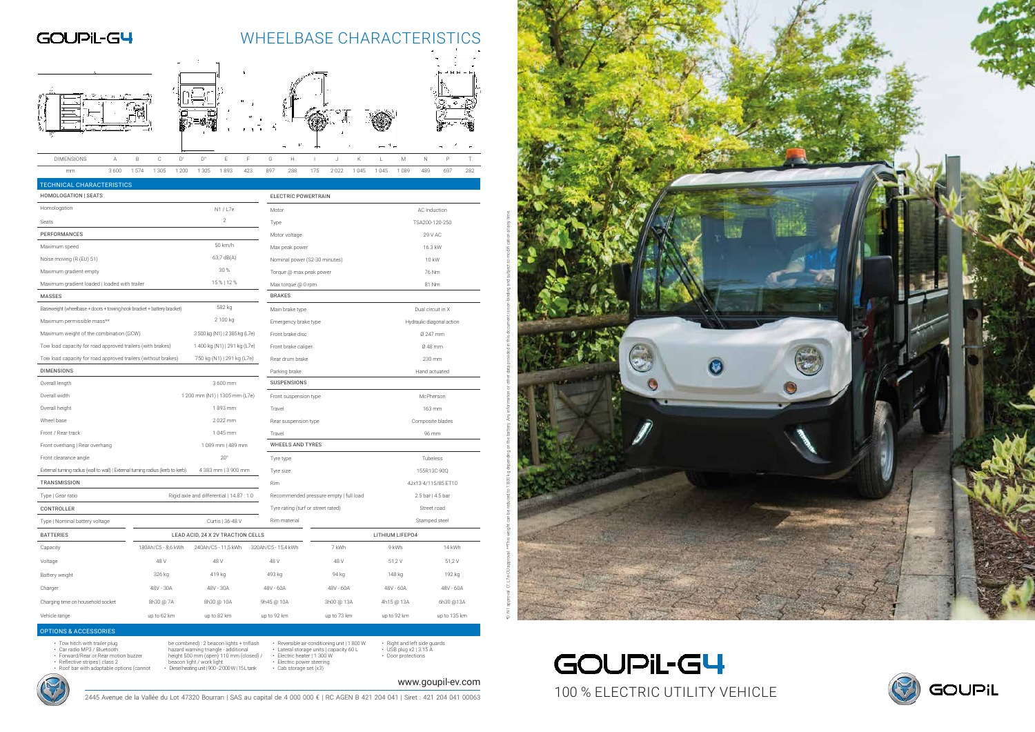# GOUPIL-G4

## WHEELBASE CHARACTERISTICS

| DIMENSIONS | A | B | C | D* | D** | E | F | G | H | I | J | K | L | M | N | P | T |
|---|---|---|---|---|---|---|---|---|---|---|---|---|---|---|---|---|---|
| mm | 3 600 | 1 574 | 1 305 | 1 200 | 1 305 | 1 893 | 423 | 897 | 288 | 175 | 2 022 | 1 045 | 1 045 | 1 089 | 489 | 697 | 282 |

## TECHNICAL CHARACTERISTICS

| HOMOLOGATION \| SEATS | |
|---|---|
| Homologation | N1 / L7e |
| Seats | 2 |
| **PERFORMANCES** | |
| Maximum speed | 50 km/h |
| Noise moving (R (EU) 51) | 63,7 dB(A) |
| Maximum gradient empty | 30 % |
| Maximum gradient loaded \| loaded with trailer | 15 % \| 12 % |
| **MASSES** | |
| Baseweight (wheelbase + doors + towing hook bracket + battery bracket) | 582 kg |
| Maximum permissible mass** | 2 100 kg |
| Maximum weight of the combination (GCW) | 3 500 kg (N1) \| 2 385 kg (L7e) |
| Tow load capacity for road approved trailers (with brakes) | 1 400 kg (N1) \| 291 kg (L7e) |
| Tow load capacity for road approved trailers (without brakes) | 750 kg (N1) \| 291 kg (L7e) |
| **DIMENSIONS** | |
| Overall length | 3 600 mm |
| Overall width | 1 200 mm (N1) \| 1305 mm (L7e) |
| Overall height | 1 893 mm |
| Wheel base | 2 022 mm |
| Front / Rear track | 1 045 mm |
| Front overhang \| Rear overhang | 1 089 mm \| 489 mm |
| Front clearance angle | 20° |
| External turning radius (wall to wall) \| External turning radius (kerb to kerb) | 4 383 mm \| 3 900 mm |
| **TRANSMISSION** | |
| Type \| Gear ratio | Rigid axle and differential \| 14.87 : 1.0 |
| **CONTROLLER** | |
| Type \| Nominal battery voltage | Curtis \| 36-48 V |

| ELECTRIC POWERTRAIN | |
|---|---|
| Motor | AC Induction |
| Type | TSA200-120-250 |
| Motor voltage | 29 V AC |
| Max peak power | 16.3 kW |
| Nominal power (S2-30 minutes) | 10 kW |
| Torque @ max peak power | 76 Nm |
| Max torque @ 0 rpm | 81 Nm |
| **BRAKES** | |
| Main brake type | Dual circuit in X |
| Emergency brake type | Hydraulic diagonal action |
| Front brake disc | Ø 247 mm |
| Front brake caliper | Ø 48 mm |
| Rear drum brake | 230 mm |
| Parking brake | Hand actuated |
| **SUSPENSIONS** | |
| Front suspension type | McPherson |
| Travel | 163 mm |
| Rear suspension type | Composite blades |
| Travel | 96 mm |
| **WHEELS AND TYRES** | |
| Tyre type | Tubeless |
| Tyre size | 155R13C 90Q |
| Rim | 4Jx13 4/115/85 ET10 |
| Recommended pressure empty \| full load | 2.5 bar \| 4.5 bar |
| Tyre rating (turf or street rated) | Street road |
| Rim material | Stamped steel |

| BATTERIES | LEAD ACID, 24 X 2V TRACTION CELLS | | | LITHIUM LIFEPO4 | | |
|---|---|---|---|---|---|---|
| Capacity | 180Ah/C5 - 8,6 kWh | 240Ah/C5 - 11,5 kWh | 320Ah/C5 - 15,4 kWh | 7 kWh | 9 kWh | 14 kWh |
| Voltage | 48 V | 48 V | 48 V | 48 V | 51,2 V | 51,2 V |
| Battery weight | 326 kg | 419 kg | 493 kg | 94 kg | 148 kg | 192 kg |
| Charger | 48V - 30A | 48V - 30A | 48V - 60A | 48V - 60A | 48V - 60A | 48V - 60A |
| Charging time on household socket | 8h30 @ 7A | 8h30 @ 10A | 9h45 @ 10A | 3h00 @ 13A | 4h15 @ 13A | 6h30 @13A |
| Vehicle range | up to 62 km | up to 82 km | up to 92 km | up to 73 km | up to 92 km | up to 135 km |

## OPTIONS & ACCESSORIES

- Tow hitch with trailer plug
- Car radio MP3 / Bluetooth
- Forward/Rear or Rear motion buzzer
- Reflective stripes | class 2
- Roof bar with adaptable options (cannot be combined) : 2 beacon lights + triflash hazard warning triangle - additional height 500 mm (open) 110 mm (closed) / beacon light / work light
- Diesel heating unit | 900 - 2 000 W | 15L tank
- Reversible air-conditioning unit | 1 800 W
- Lateral storage units | capacity 60 L
- Electric heater | 1 300 W
- Electric power steering
- Cab storage set (x3)
- Right and left side guards
- USB plug x2 | 3.15 A
- Door protections

*D: N1 approval D**: L7e approval | **This weight can be reduced to 1 800 kg depending on the battery. Any information or other data provided in this document is non-binding and subject to modification at any time.

www.goupil-ev.com

2445 Avenue de la Vallée du Lot 47320 Bourran | SAS au capital de 4 000 000 € | RC AGEN B 421 204 041 | Siret : 421 204 041 00063

# GOUPIL-G4

100 % ELECTRIC UTILITY VEHICLE

GOUPIL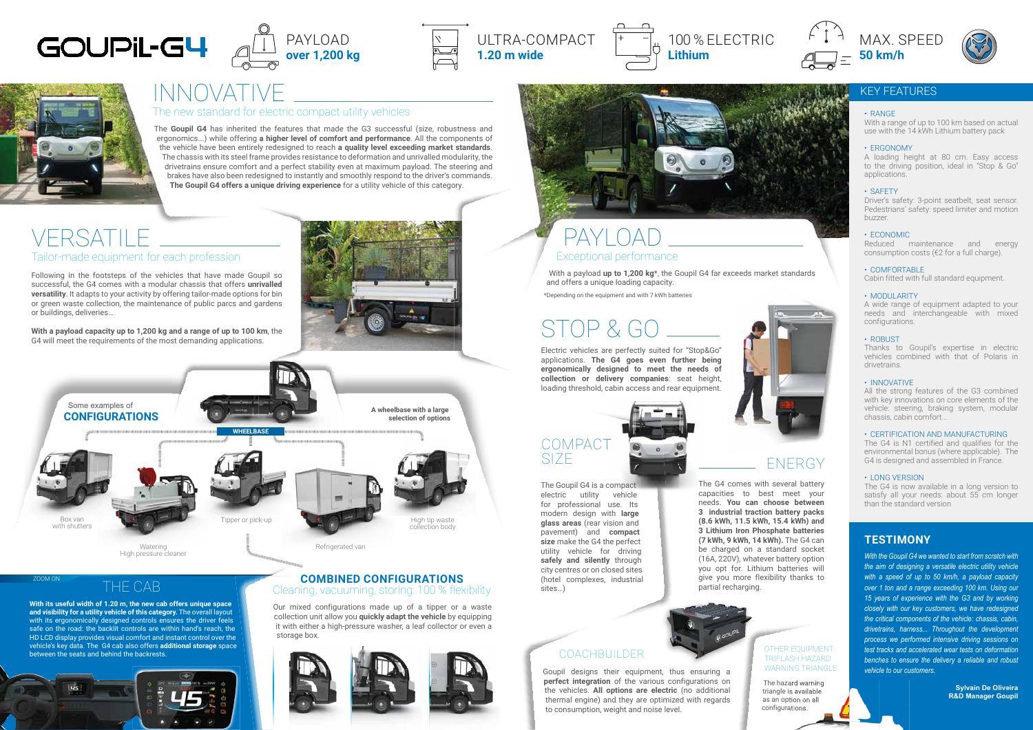# GOUPIL-G4

PAYLOAD **over 1,200 kg**

ULTRA-COMPACT **1.20 m wide**

100 % ELECTRIC **Lithium**

MAX. SPEED **50 km/h**

## INNOVATIVE

The new standard for electric compact utility vehicles

The **Goupil G4** has inherited the features that made the G3 successful (size, robustness and ergonomics...) while offering **a higher level of comfort and performance**. All the components of the vehicle have been entirely redesigned to reach **a quality level exceeding market standards**. The chassis with its steel frame provides resistance to deformation and unrivalled modularity, the drivetrains ensure comfort and a perfect stability even at maximum payload. The steering and brakes have also been redesigned to instantly and smoothly respond to the driver's commands. **The Goupil G4 offers a unique driving experience** for a utility vehicle of this category.

## VERSATILE

Tailor-made equipment for each profession

Following in the footsteps of the vehicles that have made Goupil so successful, the G4 comes with a modular chassis that offers **unrivalled versatility**. It adapts to your activity by offering tailor-made options for bin or green waste collection, the maintenance of public parcs and gardens or buildings, deliveries…

**With a payload capacity up to 1,200 kg and a range of up to 100 km**, the G4 will meet the requirements of the most demanding applications.

Some examples of **CONFIGURATIONS**

WHEELBASE

A wheelbase with a large selection of options

Box van with shutters

Watering High pressure cleaner

Tipper or pick-up

Refrigerated van

High tip waste collection body

ZOOM ON

## THE CAB

**With its useful width of 1.20 m, the new cab offers unique space and visibility for a utility vehicle of this category.** The overall layout with its ergonomically designed controls ensures the driver feels safe on the road: the backlit controls are within hand's reach, the HD LCD display provides visual comfort and instant control over the vehicle's key data. The G4 cab also offers **additional storage** space between the seats and behind the backrests.

## COMBINED CONFIGURATIONS

Cleaning, vacuuming, storing: 100 % flexibility

Our mixed configurations made up of a tipper or a waste collection unit allow you **quickly adapt the vehicle** by equipping it with either a high-pressure washer, a leaf collector or even a storage box.

## PAYLOAD

Exceptional performance

With a payload **up to 1,200 kg***, the Goupil G4 far exceeds market standards and offers a unique loading capacity.

*Depending on the equipment and with 7 kWh batteries

## STOP & GO

Electric vehicles are perfectly suited for "Stop&Go" applications. **The G4 goes even further being ergonomically designed to meet the needs of collection or delivery companies**: seat height, loading threshold, cabin access and rear equipment.

## COMPACT SIZE

The Goupil G4 is a compact electric utility vehicle for professional use. Its modern design with **large glass areas** (rear vision and pavement) and **compact size** make the G4 the perfect utility vehicle for driving **safely and silently** through city centres or on closed sites (hotel complexes, industrial sites…)

## ENERGY

The G4 comes with several battery capacities to best meet your needs. **You can choose between 3 industrial traction battery packs (8.6 kWh, 11.5 kWh, 15.4 kWh) and 3 Lithium Iron Phosphate batteries (7 kWh, 9 kWh, 14 kWh).** The G4 can be charged on a standard socket (16A, 220V), whatever battery option you opt for. Lithium batteries will give you more flexibility thanks to partial recharging.

## COACHBUILDER

Goupil designs their equipment, thus ensuring a **perfect integration** of the various configurations on the vehicles. **All options are electric** (no additional thermal engine) and they are optimized with regards to consumption, weight and noise level.

OTHER EQUIPMENT: TRIFLASH HAZARD WARNING TRIANGLE

The hazard warning triangle is available as an option on all configurations.

## KEY FEATURES

- **RANGE**
  With a range of up to 100 km based on actual use with the 14 kWh Lithium battery pack
- **ERGONOMY**
  A loading height at 80 cm. Easy access to the driving position, ideal in "Stop & Go" applications.
- **SAFETY**
  Driver's safety: 3-point seatbelt, seat sensor. Pedestrians' safety: speed limiter and motion buzzer.
- **ECONOMIC**
  Reduced maintenance and energy consumption costs (€2 for a full charge).
- **COMFORTABLE**
  Cabin fitted with full standard equipment.
- **MODULARITY**
  A wide range of equipment adapted to your needs and interchangeable with mixed configurations.
- **ROBUST**
  Thanks to Goupil's expertise in electric vehicles combined with that of Polaris in drivetrains.
- **INNOVATIVE**
  All the strong features of the G3 combined with key innovations on core elements of the vehicle: steering, braking system, modular chassis, cabin comfort...
- **CERTIFICATION AND MANUFACTURING**
  The G4 is N1 certified and qualifies for the environmental bonus (where applicable). The G4 is designed and assembled in France.
- **LONG VERSION**
  The G4 is now available in a long version to satisfy all your needs: about 55 cm longer than the standard version

## TESTIMONY

*With the Goupil G4 we wanted to start from scratch with the aim of designing a versatile electric utility vehicle with a speed of up to 50 km/h, a payload capacity over 1 ton and a range exceeding 100 km. Using our 15 years of experience with the G3 and by working closely with our key customers, we have redesigned the critical components of the vehicle: chassis, cabin, drivetrains, harness... Throughout the development process we performed intensive driving sessions on test tracks and accelerated wear tests on deformation benches to ensure the delivery a reliable and robust vehicle to our customers.*

**Sylvain De Oliveira**
**R&D Manager Goupil**